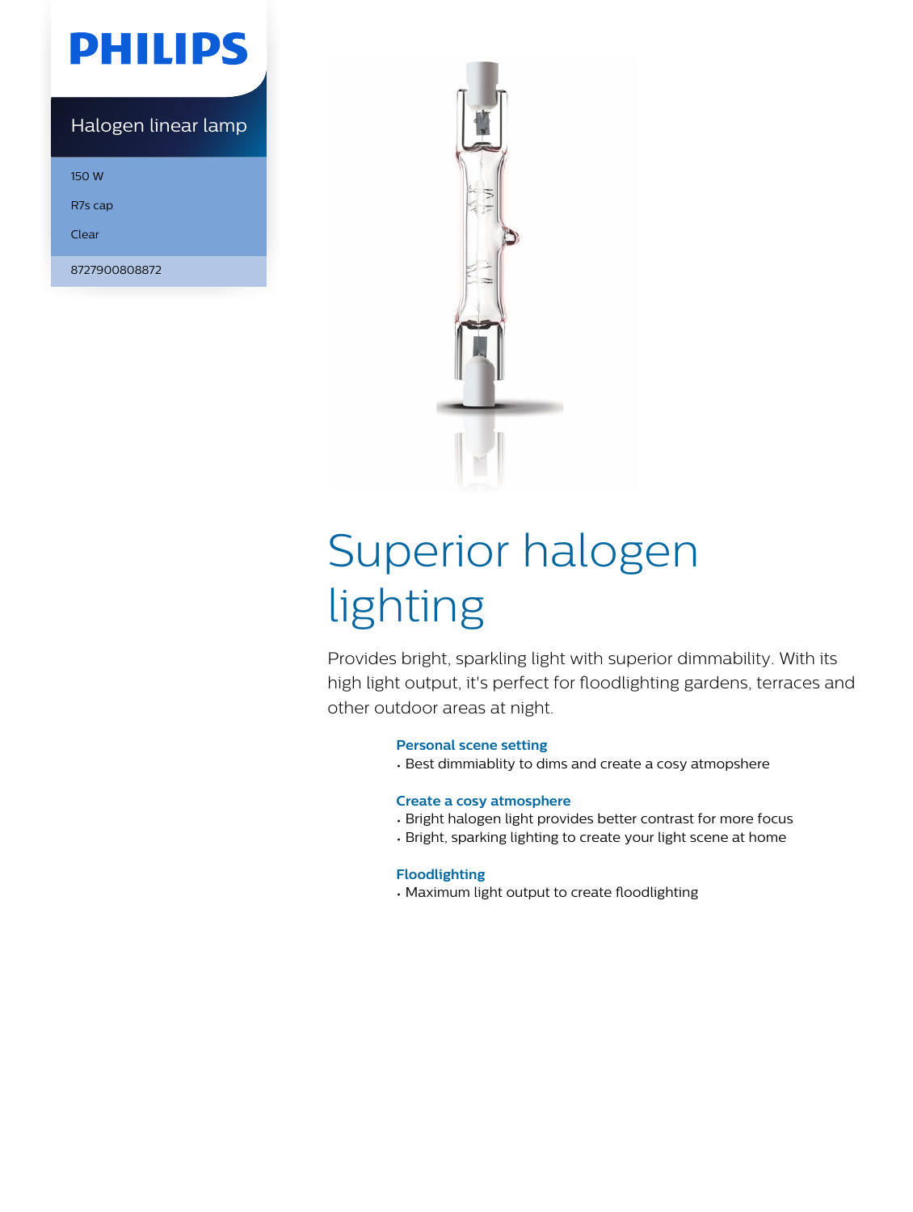PHILIPS

Halogen linear lamp

150 W

R7s cap

Clear

8727900808872

# Superior halogen lighting

Provides bright, sparkling light with superior dimmability. With its high light output, it's perfect for floodlighting gardens, terraces and other outdoor areas at night.

**Personal scene setting**

- Best dimmiablity to dims and create a cosy atmopshere

**Create a cosy atmosphere**

- Bright halogen light provides better contrast for more focus
- Bright, sparking lighting to create your light scene at home

**Floodlighting**

- Maximum light output to create floodlighting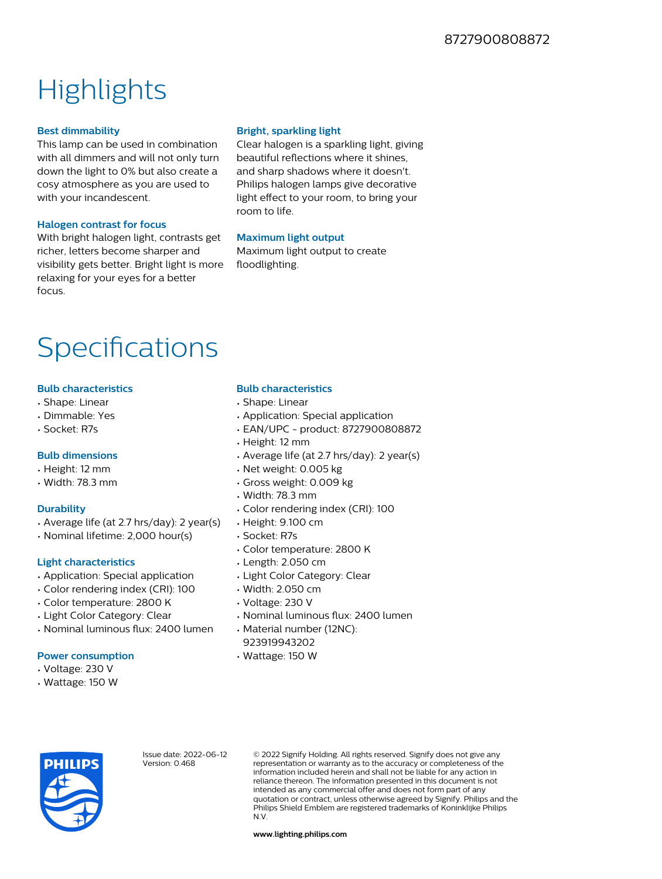8727900808872

# Highlights

### Best dimmability

This lamp can be used in combination with all dimmers and will not only turn down the light to 0% but also create a cosy atmosphere as you are used to with your incandescent.

### Halogen contrast for focus

With bright halogen light, contrasts get richer, letters become sharper and visibility gets better. Bright light is more relaxing for your eyes for a better focus.

### Bright, sparkling light

Clear halogen is a sparkling light, giving beautiful reflections where it shines, and sharp shadows where it doesn't. Philips halogen lamps give decorative light effect to your room, to bring your room to life.

### Maximum light output

Maximum light output to create floodlighting.

# Specifications

### Bulb characteristics

- Shape: Linear
- Dimmable: Yes
- Socket: R7s

### Bulb dimensions

- Height: 12 mm
- Width: 78.3 mm

### Durability

- Average life (at 2.7 hrs/day): 2 year(s)
- Nominal lifetime: 2,000 hour(s)

### Light characteristics

- Application: Special application
- Color rendering index (CRI): 100
- Color temperature: 2800 K
- Light Color Category: Clear
- Nominal luminous flux: 2400 lumen

### Power consumption

- Voltage: 230 V
- Wattage: 150 W

### Bulb characteristics

- Shape: Linear
- Application: Special application
- EAN/UPC - product: 8727900808872
- Height: 12 mm
- Average life (at 2.7 hrs/day): 2 year(s)
- Net weight: 0.005 kg
- Gross weight: 0.009 kg
- Width: 78.3 mm
- Color rendering index (CRI): 100
- Height: 9.100 cm
- Socket: R7s
- Color temperature: 2800 K
- Length: 2.050 cm
- Light Color Category: Clear
- Width: 2.050 cm
- Voltage: 230 V
- Nominal luminous flux: 2400 lumen
- Material number (12NC): 923919943202
- Wattage: 150 W

Issue date: 2022-06-12
Version: 0.468

© 2022 Signify Holding. All rights reserved. Signify does not give any representation or warranty as to the accuracy or completeness of the information included herein and shall not be liable for any action in reliance thereon. The information presented in this document is not intended as any commercial offer and does not form part of any quotation or contract, unless otherwise agreed by Signify. Philips and the Philips Shield Emblem are registered trademarks of Koninklijke Philips N.V.

**www.lighting.philips.com**